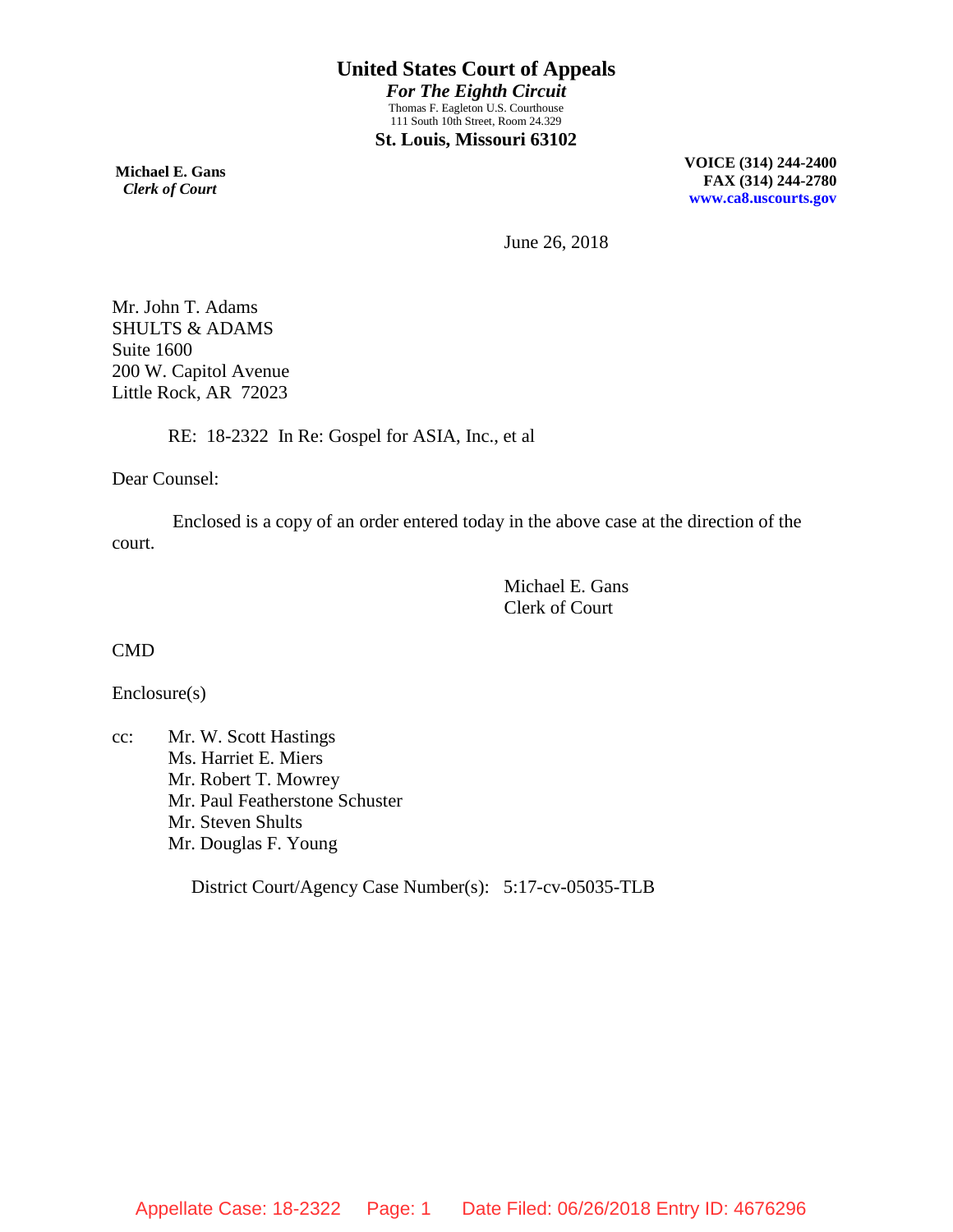# United States Court of Appeals

***For The Eighth Circuit***

Thomas F. Eagleton U.S. Courthouse
111 South 10th Street, Room 24.329

**St. Louis, Missouri 63102**

**Michael E. Gans**
***Clerk of Court***

**VOICE (314) 244-2400**
**FAX (314) 244-2780**
**www.ca8.uscourts.gov**

June 26, 2018

Mr. John T. Adams
SHULTS & ADAMS
Suite 1600
200 W. Capitol Avenue
Little Rock, AR 72023

RE: 18-2322 In Re: Gospel for ASIA, Inc., et al

Dear Counsel:

Enclosed is a copy of an order entered today in the above case at the direction of the court.

Michael E. Gans
Clerk of Court

CMD

Enclosure(s)

cc: Mr. W. Scott Hastings
Ms. Harriet E. Miers
Mr. Robert T. Mowrey
Mr. Paul Featherstone Schuster
Mr. Steven Shults
Mr. Douglas F. Young

District Court/Agency Case Number(s): 5:17-cv-05035-TLB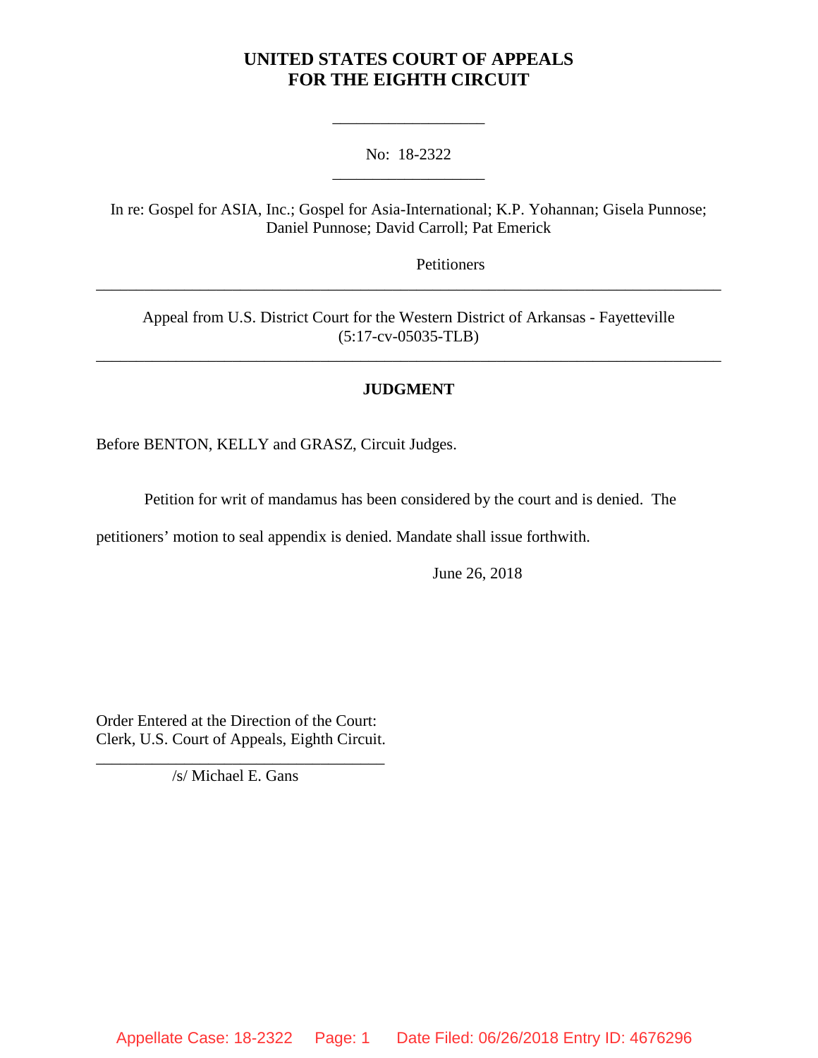**UNITED STATES COURT OF APPEALS**
**FOR THE EIGHTH CIRCUIT**

___________________

No: 18-2322

___________________

In re: Gospel for ASIA, Inc.; Gospel for Asia-International; K.P. Yohannan; Gisela Punnose; Daniel Punnose; David Carroll; Pat Emerick

Petitioners

______________________________________________________________________________

Appeal from U.S. District Court for the Western District of Arkansas - Fayetteville
(5:17-cv-05035-TLB)

______________________________________________________________________________

**JUDGMENT**

Before BENTON, KELLY and GRASZ, Circuit Judges.

Petition for writ of mandamus has been considered by the court and is denied. The petitioners' motion to seal appendix is denied. Mandate shall issue forthwith.

June 26, 2018

Order Entered at the Direction of the Court:
Clerk, U.S. Court of Appeals, Eighth Circuit.

____________________________________

/s/ Michael E. Gans